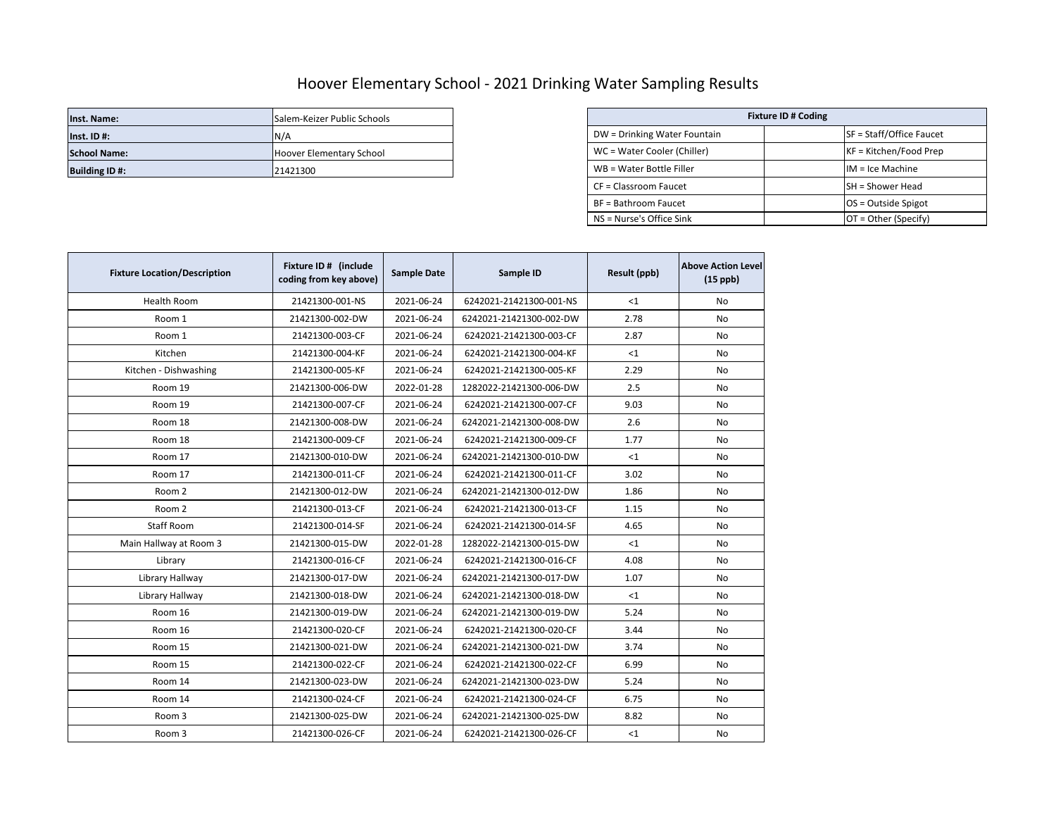# Hoover Elementary School - 2021 Drinking Water Sampling Results

| | |
|---|---|
| **Inst. Name:** | Salem-Keizer Public Schools |
| **Inst. ID #:** | N/A |
| **School Name:** | Hoover Elementary School |
| **Building ID #:** | 21421300 |

| Fixture ID # Coding | | |
|---|---|---|
| DW = Drinking Water Fountain | | SF = Staff/Office Faucet |
| WC = Water Cooler (Chiller) | | KF = Kitchen/Food Prep |
| WB = Water Bottle Filler | | IM = Ice Machine |
| CF = Classroom Faucet | | SH = Shower Head |
| BF = Bathroom Faucet | | OS = Outside Spigot |
| NS = Nurse's Office Sink | | OT = Other (Specify) |

| Fixture Location/Description | Fixture ID # (include coding from key above) | Sample Date | Sample ID | Result (ppb) | Above Action Level (15 ppb) |
|---|---|---|---|---|---|
| Health Room | 21421300-001-NS | 2021-06-24 | 6242021-21421300-001-NS | <1 | No |
| Room 1 | 21421300-002-DW | 2021-06-24 | 6242021-21421300-002-DW | 2.78 | No |
| Room 1 | 21421300-003-CF | 2021-06-24 | 6242021-21421300-003-CF | 2.87 | No |
| Kitchen | 21421300-004-KF | 2021-06-24 | 6242021-21421300-004-KF | <1 | No |
| Kitchen - Dishwashing | 21421300-005-KF | 2021-06-24 | 6242021-21421300-005-KF | 2.29 | No |
| Room 19 | 21421300-006-DW | 2022-01-28 | 1282022-21421300-006-DW | 2.5 | No |
| Room 19 | 21421300-007-CF | 2021-06-24 | 6242021-21421300-007-CF | 9.03 | No |
| Room 18 | 21421300-008-DW | 2021-06-24 | 6242021-21421300-008-DW | 2.6 | No |
| Room 18 | 21421300-009-CF | 2021-06-24 | 6242021-21421300-009-CF | 1.77 | No |
| Room 17 | 21421300-010-DW | 2021-06-24 | 6242021-21421300-010-DW | <1 | No |
| Room 17 | 21421300-011-CF | 2021-06-24 | 6242021-21421300-011-CF | 3.02 | No |
| Room 2 | 21421300-012-DW | 2021-06-24 | 6242021-21421300-012-DW | 1.86 | No |
| Room 2 | 21421300-013-CF | 2021-06-24 | 6242021-21421300-013-CF | 1.15 | No |
| Staff Room | 21421300-014-SF | 2021-06-24 | 6242021-21421300-014-SF | 4.65 | No |
| Main Hallway at Room 3 | 21421300-015-DW | 2022-01-28 | 1282022-21421300-015-DW | <1 | No |
| Library | 21421300-016-CF | 2021-06-24 | 6242021-21421300-016-CF | 4.08 | No |
| Library Hallway | 21421300-017-DW | 2021-06-24 | 6242021-21421300-017-DW | 1.07 | No |
| Library Hallway | 21421300-018-DW | 2021-06-24 | 6242021-21421300-018-DW | <1 | No |
| Room 16 | 21421300-019-DW | 2021-06-24 | 6242021-21421300-019-DW | 5.24 | No |
| Room 16 | 21421300-020-CF | 2021-06-24 | 6242021-21421300-020-CF | 3.44 | No |
| Room 15 | 21421300-021-DW | 2021-06-24 | 6242021-21421300-021-DW | 3.74 | No |
| Room 15 | 21421300-022-CF | 2021-06-24 | 6242021-21421300-022-CF | 6.99 | No |
| Room 14 | 21421300-023-DW | 2021-06-24 | 6242021-21421300-023-DW | 5.24 | No |
| Room 14 | 21421300-024-CF | 2021-06-24 | 6242021-21421300-024-CF | 6.75 | No |
| Room 3 | 21421300-025-DW | 2021-06-24 | 6242021-21421300-025-DW | 8.82 | No |
| Room 3 | 21421300-026-CF | 2021-06-24 | 6242021-21421300-026-CF | <1 | No |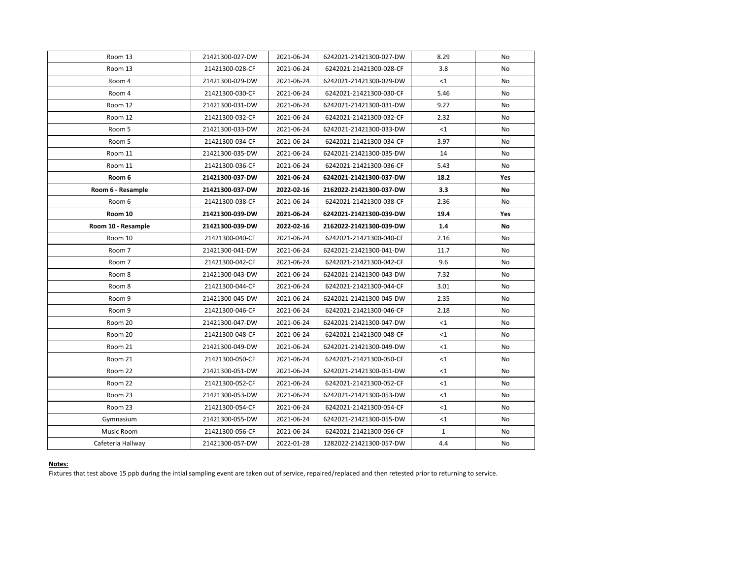| | | | | | |
|---|---|---|---|---|---|
| Room 13 | 21421300-027-DW | 2021-06-24 | 6242021-21421300-027-DW | 8.29 | No |
| Room 13 | 21421300-028-CF | 2021-06-24 | 6242021-21421300-028-CF | 3.8 | No |
| Room 4 | 21421300-029-DW | 2021-06-24 | 6242021-21421300-029-DW | <1 | No |
| Room 4 | 21421300-030-CF | 2021-06-24 | 6242021-21421300-030-CF | 5.46 | No |
| Room 12 | 21421300-031-DW | 2021-06-24 | 6242021-21421300-031-DW | 9.27 | No |
| Room 12 | 21421300-032-CF | 2021-06-24 | 6242021-21421300-032-CF | 2.32 | No |
| Room 5 | 21421300-033-DW | 2021-06-24 | 6242021-21421300-033-DW | <1 | No |
| Room 5 | 21421300-034-CF | 2021-06-24 | 6242021-21421300-034-CF | 3.97 | No |
| Room 11 | 21421300-035-DW | 2021-06-24 | 6242021-21421300-035-DW | 14 | No |
| Room 11 | 21421300-036-CF | 2021-06-24 | 6242021-21421300-036-CF | 5.43 | No |
| **Room 6** | **21421300-037-DW** | **2021-06-24** | **6242021-21421300-037-DW** | **18.2** | **Yes** |
| **Room 6 - Resample** | **21421300-037-DW** | **2022-02-16** | **2162022-21421300-037-DW** | **3.3** | **No** |
| Room 6 | 21421300-038-CF | 2021-06-24 | 6242021-21421300-038-CF | 2.36 | No |
| **Room 10** | **21421300-039-DW** | **2021-06-24** | **6242021-21421300-039-DW** | **19.4** | **Yes** |
| **Room 10 - Resample** | **21421300-039-DW** | **2022-02-16** | **2162022-21421300-039-DW** | **1.4** | **No** |
| Room 10 | 21421300-040-CF | 2021-06-24 | 6242021-21421300-040-CF | 2.16 | No |
| Room 7 | 21421300-041-DW | 2021-06-24 | 6242021-21421300-041-DW | 11.7 | No |
| Room 7 | 21421300-042-CF | 2021-06-24 | 6242021-21421300-042-CF | 9.6 | No |
| Room 8 | 21421300-043-DW | 2021-06-24 | 6242021-21421300-043-DW | 7.32 | No |
| Room 8 | 21421300-044-CF | 2021-06-24 | 6242021-21421300-044-CF | 3.01 | No |
| Room 9 | 21421300-045-DW | 2021-06-24 | 6242021-21421300-045-DW | 2.35 | No |
| Room 9 | 21421300-046-CF | 2021-06-24 | 6242021-21421300-046-CF | 2.18 | No |
| Room 20 | 21421300-047-DW | 2021-06-24 | 6242021-21421300-047-DW | <1 | No |
| Room 20 | 21421300-048-CF | 2021-06-24 | 6242021-21421300-048-CF | <1 | No |
| Room 21 | 21421300-049-DW | 2021-06-24 | 6242021-21421300-049-DW | <1 | No |
| Room 21 | 21421300-050-CF | 2021-06-24 | 6242021-21421300-050-CF | <1 | No |
| Room 22 | 21421300-051-DW | 2021-06-24 | 6242021-21421300-051-DW | <1 | No |
| Room 22 | 21421300-052-CF | 2021-06-24 | 6242021-21421300-052-CF | <1 | No |
| Room 23 | 21421300-053-DW | 2021-06-24 | 6242021-21421300-053-DW | <1 | No |
| Room 23 | 21421300-054-CF | 2021-06-24 | 6242021-21421300-054-CF | <1 | No |
| Gymnasium | 21421300-055-DW | 2021-06-24 | 6242021-21421300-055-DW | <1 | No |
| Music Room | 21421300-056-CF | 2021-06-24 | 6242021-21421300-056-CF | 1 | No |
| Cafeteria Hallway | 21421300-057-DW | 2022-01-28 | 1282022-21421300-057-DW | 4.4 | No |

**Notes:**

Fixtures that test above 15 ppb during the intial sampling event are taken out of service, repaired/replaced and then retested prior to returning to service.